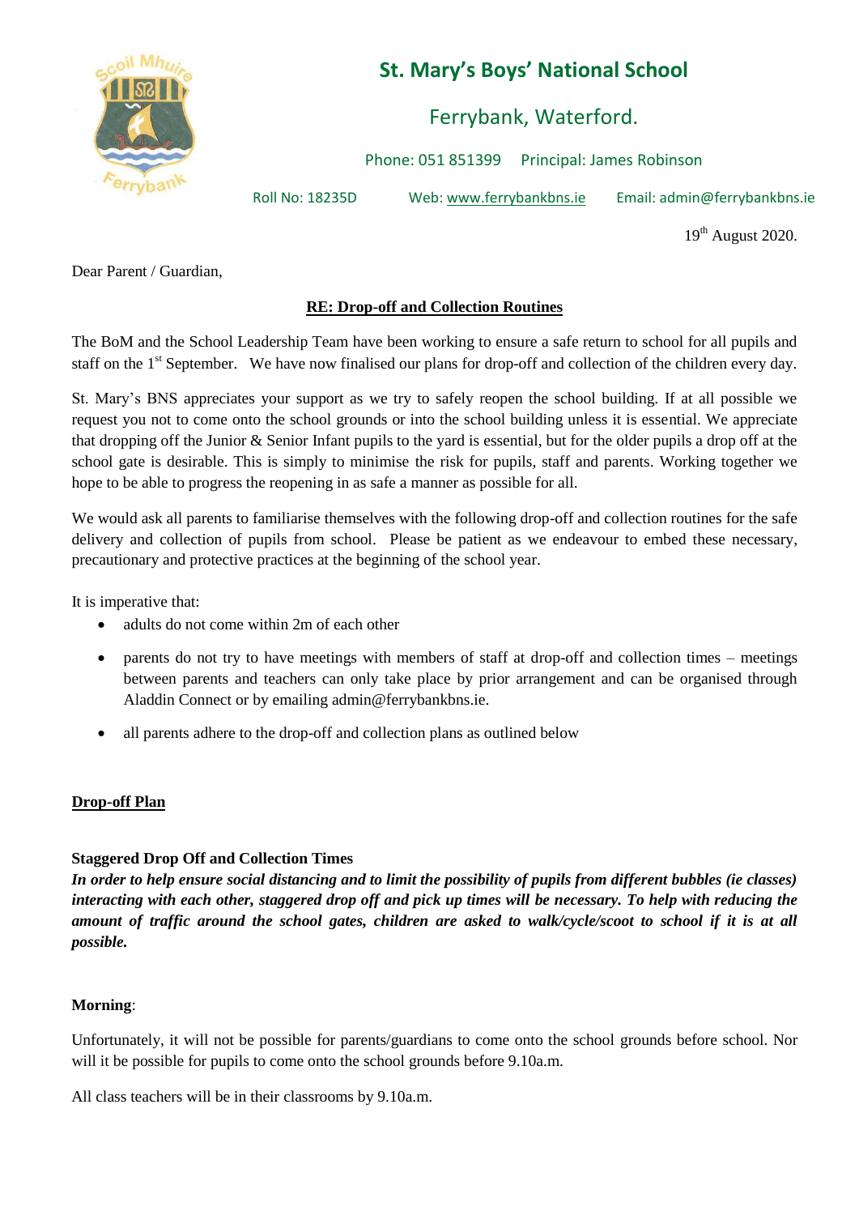# St. Mary's Boys' National School

## Ferrybank, Waterford.

Phone: 051 851399 Principal: James Robinson

Roll No: 18235D Web: www.ferrybankbns.ie Email: admin@ferrybankbns.ie

19th August 2020.

Dear Parent / Guardian,

**RE: Drop-off and Collection Routines**

The BoM and the School Leadership Team have been working to ensure a safe return to school for all pupils and staff on the 1st September. We have now finalised our plans for drop-off and collection of the children every day.

St. Mary's BNS appreciates your support as we try to safely reopen the school building. If at all possible we request you not to come onto the school grounds or into the school building unless it is essential. We appreciate that dropping off the Junior & Senior Infant pupils to the yard is essential, but for the older pupils a drop off at the school gate is desirable. This is simply to minimise the risk for pupils, staff and parents. Working together we hope to be able to progress the reopening in as safe a manner as possible for all.

We would ask all parents to familiarise themselves with the following drop-off and collection routines for the safe delivery and collection of pupils from school. Please be patient as we endeavour to embed these necessary, precautionary and protective practices at the beginning of the school year.

It is imperative that:

- adults do not come within 2m of each other
- parents do not try to have meetings with members of staff at drop-off and collection times – meetings between parents and teachers can only take place by prior arrangement and can be organised through Aladdin Connect or by emailing admin@ferrybankbns.ie.
- all parents adhere to the drop-off and collection plans as outlined below

**Drop-off Plan**

**Staggered Drop Off and Collection Times**

***In order to help ensure social distancing and to limit the possibility of pupils from different bubbles (ie classes) interacting with each other, staggered drop off and pick up times will be necessary. To help with reducing the amount of traffic around the school gates, children are asked to walk/cycle/scoot to school if it is at all possible.***

**Morning**:

Unfortunately, it will not be possible for parents/guardians to come onto the school grounds before school. Nor will it be possible for pupils to come onto the school grounds before 9.10a.m.

All class teachers will be in their classrooms by 9.10a.m.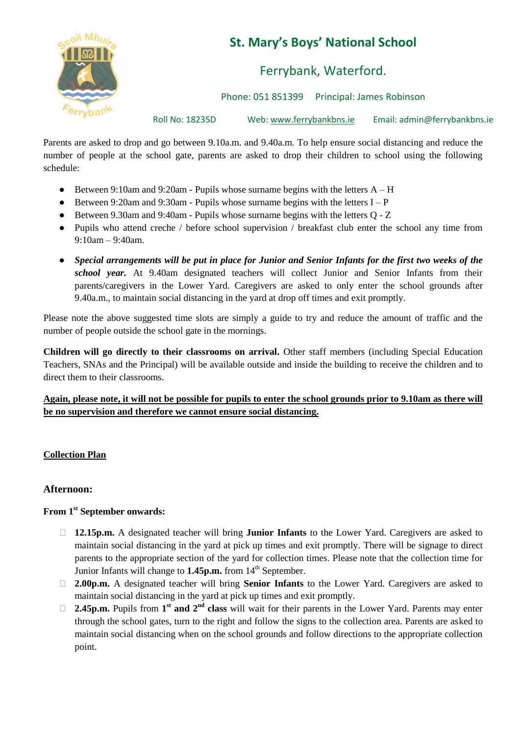# St. Mary's Boys' National School

## Ferrybank, Waterford.

Phone: 051 851399 Principal: James Robinson

Roll No: 18235D Web: www.ferrybankbns.ie Email: admin@ferrybankbns.ie

Parents are asked to drop and go between 9.10a.m. and 9.40a.m. To help ensure social distancing and reduce the number of people at the school gate, parents are asked to drop their children to school using the following schedule:

- Between 9:10am and 9:20am - Pupils whose surname begins with the letters A – H
- Between 9:20am and 9:30am - Pupils whose surname begins with the letters I – P
- Between 9.30am and 9:40am - Pupils whose surname begins with the letters Q - Z
- Pupils who attend creche / before school supervision / breakfast club enter the school any time from 9:10am – 9:40am.
- ***Special arrangements will be put in place for Junior and Senior Infants for the first two weeks of the school year.*** At 9.40am designated teachers will collect Junior and Senior Infants from their parents/caregivers in the Lower Yard. Caregivers are asked to only enter the school grounds after 9.40a.m., to maintain social distancing in the yard at drop off times and exit promptly.

Please note the above suggested time slots are simply a guide to try and reduce the amount of traffic and the number of people outside the school gate in the mornings.

**Children will go directly to their classrooms on arrival.** Other staff members (including Special Education Teachers, SNAs and the Principal) will be available outside and inside the building to receive the children and to direct them to their classrooms.

**Again, please note, it will not be possible for pupils to enter the school grounds prior to 9.10am as there will be no supervision and therefore we cannot ensure social distancing.**

**Collection Plan**

### Afternoon:

**From 1st September onwards:**

- **12.15p.m.** A designated teacher will bring **Junior Infants** to the Lower Yard. Caregivers are asked to maintain social distancing in the yard at pick up times and exit promptly. There will be signage to direct parents to the appropriate section of the yard for collection times. Please note that the collection time for Junior Infants will change to **1.45p.m.** from 14th September.
- **2.00p.m.** A designated teacher will bring **Senior Infants** to the Lower Yard. Caregivers are asked to maintain social distancing in the yard at pick up times and exit promptly.
- **2.45p.m.** Pupils from **1st and 2nd class** will wait for their parents in the Lower Yard. Parents may enter through the school gates, turn to the right and follow the signs to the collection area. Parents are asked to maintain social distancing when on the school grounds and follow directions to the appropriate collection point.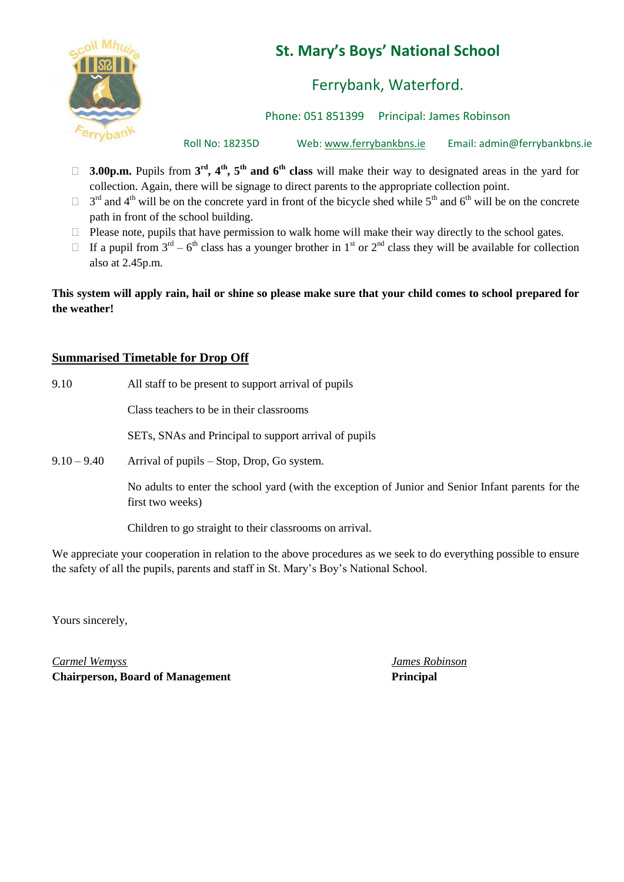# St. Mary's Boys' National School

Ferrybank, Waterford.

Phone: 051 851399 Principal: James Robinson

Roll No: 18235D Web: www.ferrybankbns.ie Email: admin@ferrybankbns.ie

- **3.00p.m.** Pupils from **3rd, 4th, 5th and 6th class** will make their way to designated areas in the yard for collection. Again, there will be signage to direct parents to the appropriate collection point.
- 3rd and 4th will be on the concrete yard in front of the bicycle shed while 5th and 6th will be on the concrete path in front of the school building.
- Please note, pupils that have permission to walk home will make their way directly to the school gates.
- If a pupil from 3rd – 6th class has a younger brother in 1st or 2nd class they will be available for collection also at 2.45p.m.

**This system will apply rain, hail or shine so please make sure that your child comes to school prepared for the weather!**

## Summarised Timetable for Drop Off

| | |
|---|---|
| 9.10 | All staff to be present to support arrival of pupils |
| | Class teachers to be in their classrooms |
| | SETs, SNAs and Principal to support arrival of pupils |
| 9.10 – 9.40 | Arrival of pupils – Stop, Drop, Go system. |
| | No adults to enter the school yard (with the exception of Junior and Senior Infant parents for the first two weeks) |
| | Children to go straight to their classrooms on arrival. |

We appreciate your cooperation in relation to the above procedures as we seek to do everything possible to ensure the safety of all the pupils, parents and staff in St. Mary's Boy's National School.

Yours sincerely,

*Carmel Wemyss*
**Chairperson, Board of Management**

*James Robinson*
**Principal**